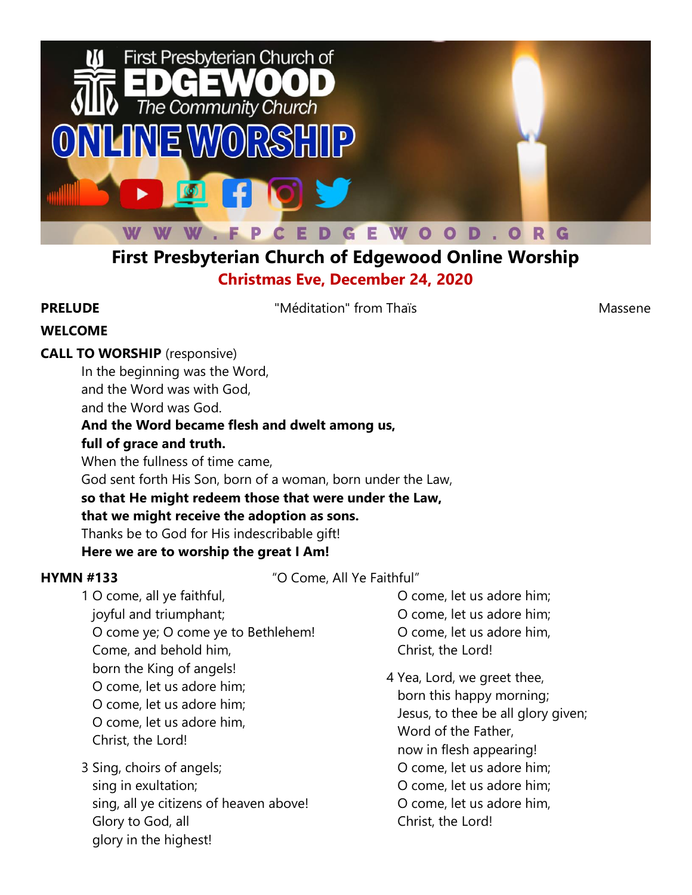# First Presbyterian Church of Edgewood Online Worship

**Christmas Eve, December 24, 2020**

**PRELUDE** "Méditation" from Thaïs Massene

**WELCOME**

**CALL TO WORSHIP** (responsive)

In the beginning was the Word,
and the Word was with God,
and the Word was God.
**And the Word became flesh and dwelt among us,**
**full of grace and truth.**
When the fullness of time came,
God sent forth His Son, born of a woman, born under the Law,
**so that He might redeem those that were under the Law,**
**that we might receive the adoption as sons.**
Thanks be to God for His indescribable gift!
**Here we are to worship the great I Am!**

**HYMN #133** "O Come, All Ye Faithful"

1 O come, all ye faithful,
joyful and triumphant;
O come ye; O come ye to Bethlehem!
Come, and behold him,
born the King of angels!
O come, let us adore him;
O come, let us adore him;
O come, let us adore him,
Christ, the Lord!

3 Sing, choirs of angels;
sing in exultation;
sing, all ye citizens of heaven above!
Glory to God, all
glory in the highest!
O come, let us adore him;
O come, let us adore him;
O come, let us adore him,
Christ, the Lord!

4 Yea, Lord, we greet thee,
born this happy morning;
Jesus, to thee be all glory given;
Word of the Father,
now in flesh appearing!
O come, let us adore him;
O come, let us adore him;
O come, let us adore him,
Christ, the Lord!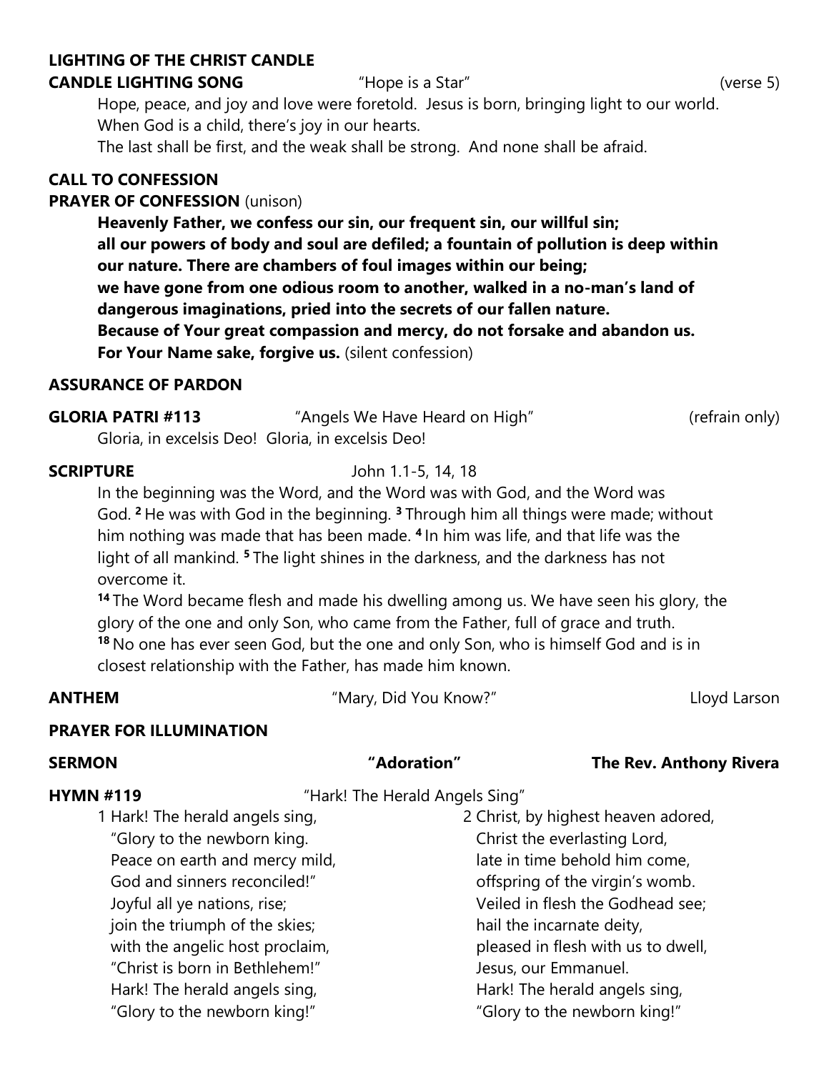**LIGHTING OF THE CHRIST CANDLE**

**CANDLE LIGHTING SONG** "Hope is a Star" (verse 5)

Hope, peace, and joy and love were foretold. Jesus is born, bringing light to our world.
When God is a child, there's joy in our hearts.
The last shall be first, and the weak shall be strong. And none shall be afraid.

**CALL TO CONFESSION**

**PRAYER OF CONFESSION** (unison)

**Heavenly Father, we confess our sin, our frequent sin, our willful sin;**
**all our powers of body and soul are defiled; a fountain of pollution is deep within our nature. There are chambers of foul images within our being;**
**we have gone from one odious room to another, walked in a no-man's land of dangerous imaginations, pried into the secrets of our fallen nature.**
**Because of Your great compassion and mercy, do not forsake and abandon us.**
**For Your Name sake, forgive us.** (silent confession)

**ASSURANCE OF PARDON**

**GLORIA PATRI #113** "Angels We Have Heard on High" (refrain only)

Gloria, in excelsis Deo! Gloria, in excelsis Deo!

**SCRIPTURE** John 1.1-5, 14, 18

In the beginning was the Word, and the Word was with God, and the Word was God. [2] He was with God in the beginning. [3] Through him all things were made; without him nothing was made that has been made. [4] In him was life, and that life was the light of all mankind. [5] The light shines in the darkness, and the darkness has not overcome it.

[14] The Word became flesh and made his dwelling among us. We have seen his glory, the glory of the one and only Son, who came from the Father, full of grace and truth.
[18] No one has ever seen God, but the one and only Son, who is himself God and is in closest relationship with the Father, has made him known.

**ANTHEM** "Mary, Did You Know?" Lloyd Larson

**PRAYER FOR ILLUMINATION**

**SERMON** **"Adoration"** **The Rev. Anthony Rivera**

**HYMN #119** "Hark! The Herald Angels Sing"

1 Hark! The herald angels sing,
"Glory to the newborn king.
Peace on earth and mercy mild,
God and sinners reconciled!"
Joyful all ye nations, rise;
join the triumph of the skies;
with the angelic host proclaim,
"Christ is born in Bethlehem!"
Hark! The herald angels sing,
"Glory to the newborn king!"

2 Christ, by highest heaven adored,
Christ the everlasting Lord,
late in time behold him come,
offspring of the virgin's womb.
Veiled in flesh the Godhead see;
hail the incarnate deity,
pleased in flesh with us to dwell,
Jesus, our Emmanuel.
Hark! The herald angels sing,
"Glory to the newborn king!"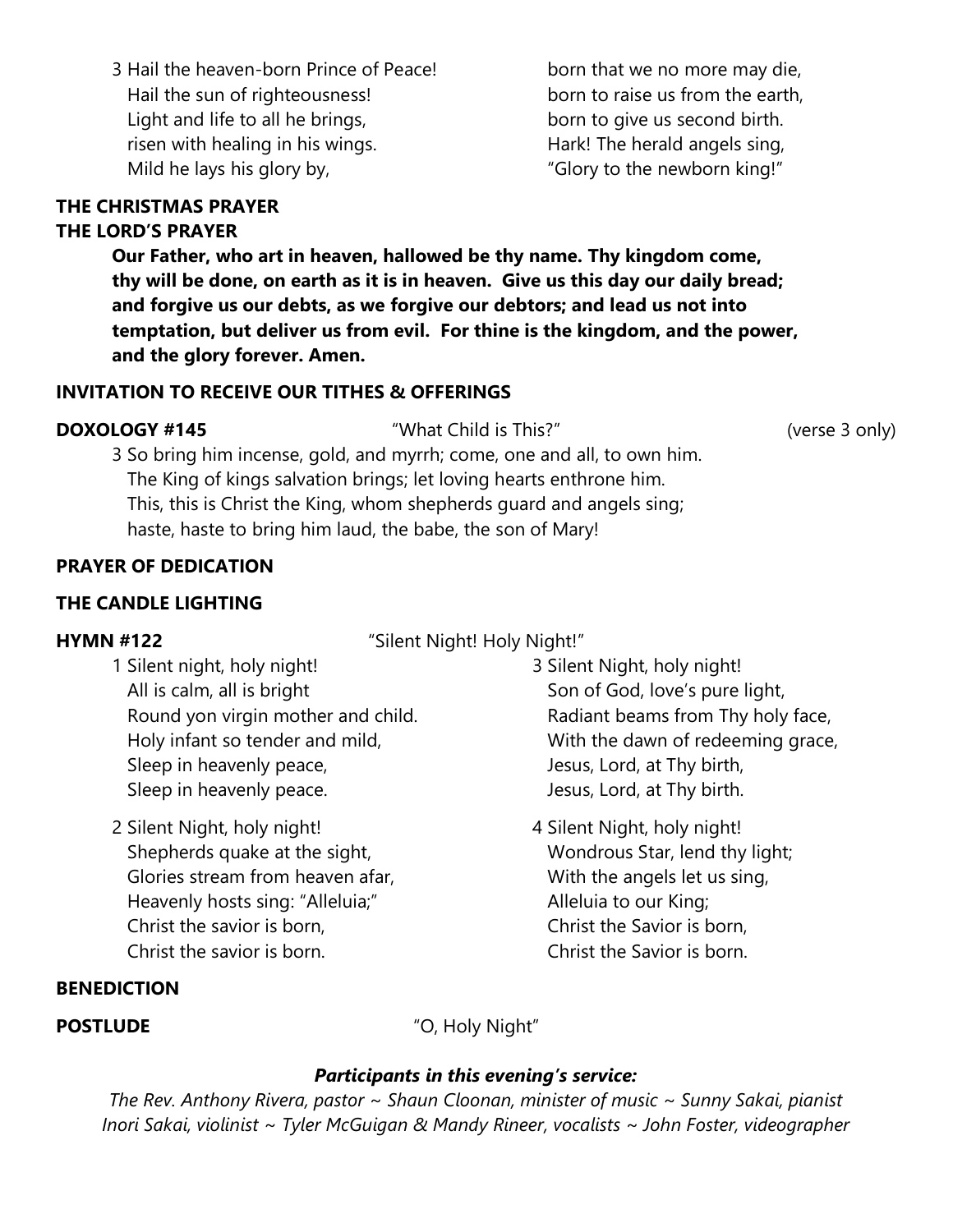3 Hail the heaven-born Prince of Peace!
Hail the sun of righteousness!
Light and life to all he brings,
risen with healing in his wings.
Mild he lays his glory by,
born that we no more may die,
born to raise us from the earth,
born to give us second birth.
Hark! The herald angels sing,
"Glory to the newborn king!"

**THE CHRISTMAS PRAYER**

**THE LORD'S PRAYER**

**Our Father, who art in heaven, hallowed be thy name. Thy kingdom come, thy will be done, on earth as it is in heaven. Give us this day our daily bread; and forgive us our debts, as we forgive our debtors; and lead us not into temptation, but deliver us from evil. For thine is the kingdom, and the power, and the glory forever. Amen.**

**INVITATION TO RECEIVE OUR TITHES & OFFERINGS**

**DOXOLOGY #145** "What Child is This?" (verse 3 only)

3 So bring him incense, gold, and myrrh; come, one and all, to own him.
The King of kings salvation brings; let loving hearts enthrone him.
This, this is Christ the King, whom shepherds guard and angels sing;
haste, haste to bring him laud, the babe, the son of Mary!

**PRAYER OF DEDICATION**

**THE CANDLE LIGHTING**

**HYMN #122** "Silent Night! Holy Night!"

1 Silent night, holy night!
All is calm, all is bright
Round yon virgin mother and child.
Holy infant so tender and mild,
Sleep in heavenly peace,
Sleep in heavenly peace.

2 Silent Night, holy night!
Shepherds quake at the sight,
Glories stream from heaven afar,
Heavenly hosts sing: "Alleluia;"
Christ the savior is born,
Christ the savior is born.

3 Silent Night, holy night!
Son of God, love's pure light,
Radiant beams from Thy holy face,
With the dawn of redeeming grace,
Jesus, Lord, at Thy birth,
Jesus, Lord, at Thy birth.

4 Silent Night, holy night!
Wondrous Star, lend thy light;
With the angels let us sing,
Alleluia to our King;
Christ the Savior is born,
Christ the Savior is born.

**BENEDICTION**

**POSTLUDE** "O, Holy Night"

***Participants in this evening's service:***

*The Rev. Anthony Rivera, pastor ~ Shaun Cloonan, minister of music ~ Sunny Sakai, pianist*
*Inori Sakai, violinist ~ Tyler McGuigan & Mandy Rineer, vocalists ~ John Foster, videographer*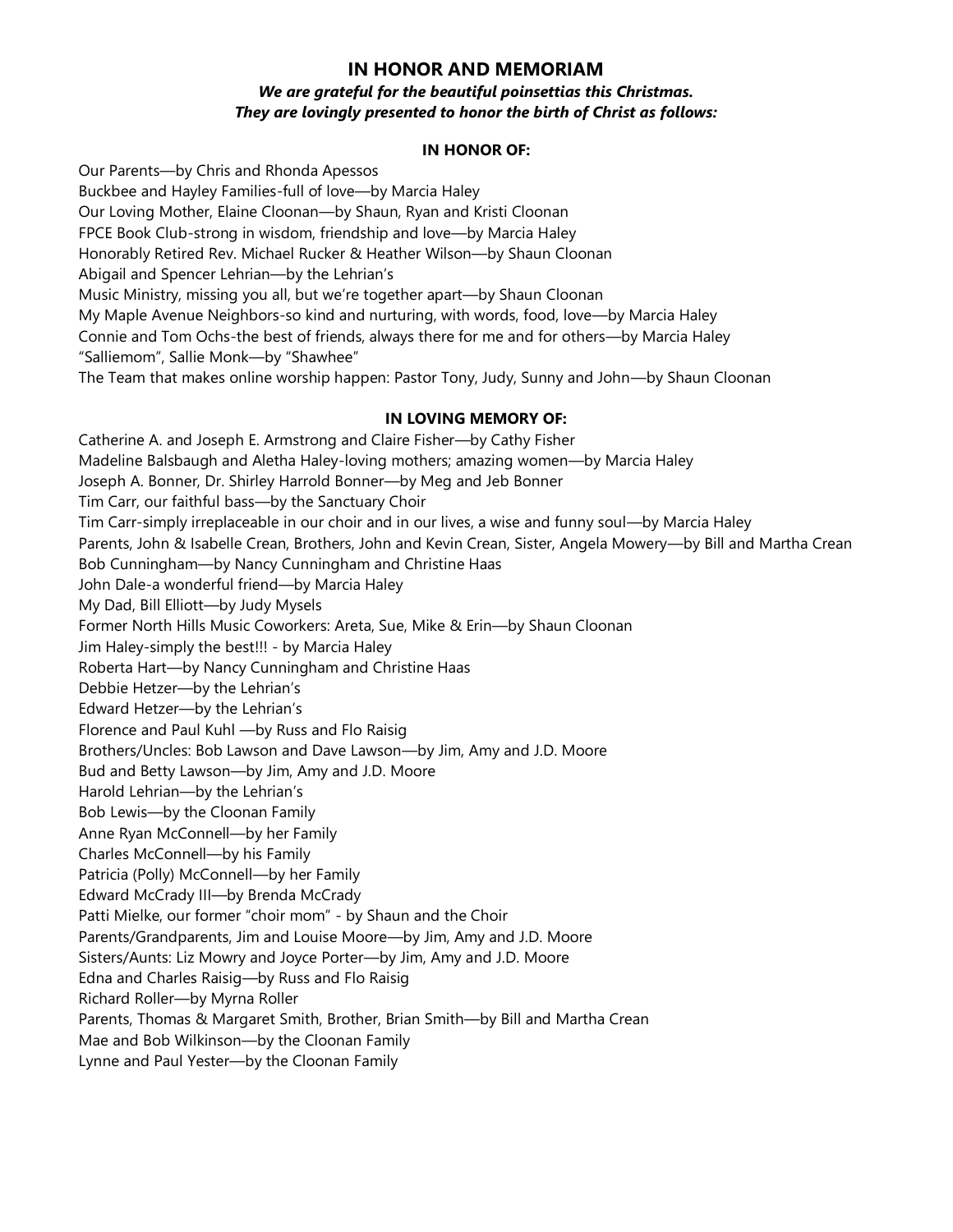## IN HONOR AND MEMORIAM

***We are grateful for the beautiful poinsettias this Christmas.***
***They are lovingly presented to honor the birth of Christ as follows:***

**IN HONOR OF:**

Our Parents—by Chris and Rhonda Apessos
Buckbee and Hayley Families-full of love—by Marcia Haley
Our Loving Mother, Elaine Cloonan—by Shaun, Ryan and Kristi Cloonan
FPCE Book Club-strong in wisdom, friendship and love—by Marcia Haley
Honorably Retired Rev. Michael Rucker & Heather Wilson—by Shaun Cloonan
Abigail and Spencer Lehrian—by the Lehrian's
Music Ministry, missing you all, but we're together apart—by Shaun Cloonan
My Maple Avenue Neighbors-so kind and nurturing, with words, food, love—by Marcia Haley
Connie and Tom Ochs-the best of friends, always there for me and for others—by Marcia Haley
"Salliemom", Sallie Monk—by "Shawhee"
The Team that makes online worship happen: Pastor Tony, Judy, Sunny and John—by Shaun Cloonan

**IN LOVING MEMORY OF:**

Catherine A. and Joseph E. Armstrong and Claire Fisher—by Cathy Fisher
Madeline Balsbaugh and Aletha Haley-loving mothers; amazing women—by Marcia Haley
Joseph A. Bonner, Dr. Shirley Harrold Bonner—by Meg and Jeb Bonner
Tim Carr, our faithful bass—by the Sanctuary Choir
Tim Carr-simply irreplaceable in our choir and in our lives, a wise and funny soul—by Marcia Haley
Parents, John & Isabelle Crean, Brothers, John and Kevin Crean, Sister, Angela Mowery—by Bill and Martha Crean
Bob Cunningham—by Nancy Cunningham and Christine Haas
John Dale-a wonderful friend—by Marcia Haley
My Dad, Bill Elliott—by Judy Mysels
Former North Hills Music Coworkers: Areta, Sue, Mike & Erin—by Shaun Cloonan
Jim Haley-simply the best!!! - by Marcia Haley
Roberta Hart—by Nancy Cunningham and Christine Haas
Debbie Hetzer—by the Lehrian's
Edward Hetzer—by the Lehrian's
Florence and Paul Kuhl —by Russ and Flo Raisig
Brothers/Uncles: Bob Lawson and Dave Lawson—by Jim, Amy and J.D. Moore
Bud and Betty Lawson—by Jim, Amy and J.D. Moore
Harold Lehrian—by the Lehrian's
Bob Lewis—by the Cloonan Family
Anne Ryan McConnell—by her Family
Charles McConnell—by his Family
Patricia (Polly) McConnell—by her Family
Edward McCrady III—by Brenda McCrady
Patti Mielke, our former "choir mom" - by Shaun and the Choir
Parents/Grandparents, Jim and Louise Moore—by Jim, Amy and J.D. Moore
Sisters/Aunts: Liz Mowry and Joyce Porter—by Jim, Amy and J.D. Moore
Edna and Charles Raisig—by Russ and Flo Raisig
Richard Roller—by Myrna Roller
Parents, Thomas & Margaret Smith, Brother, Brian Smith—by Bill and Martha Crean
Mae and Bob Wilkinson—by the Cloonan Family
Lynne and Paul Yester—by the Cloonan Family